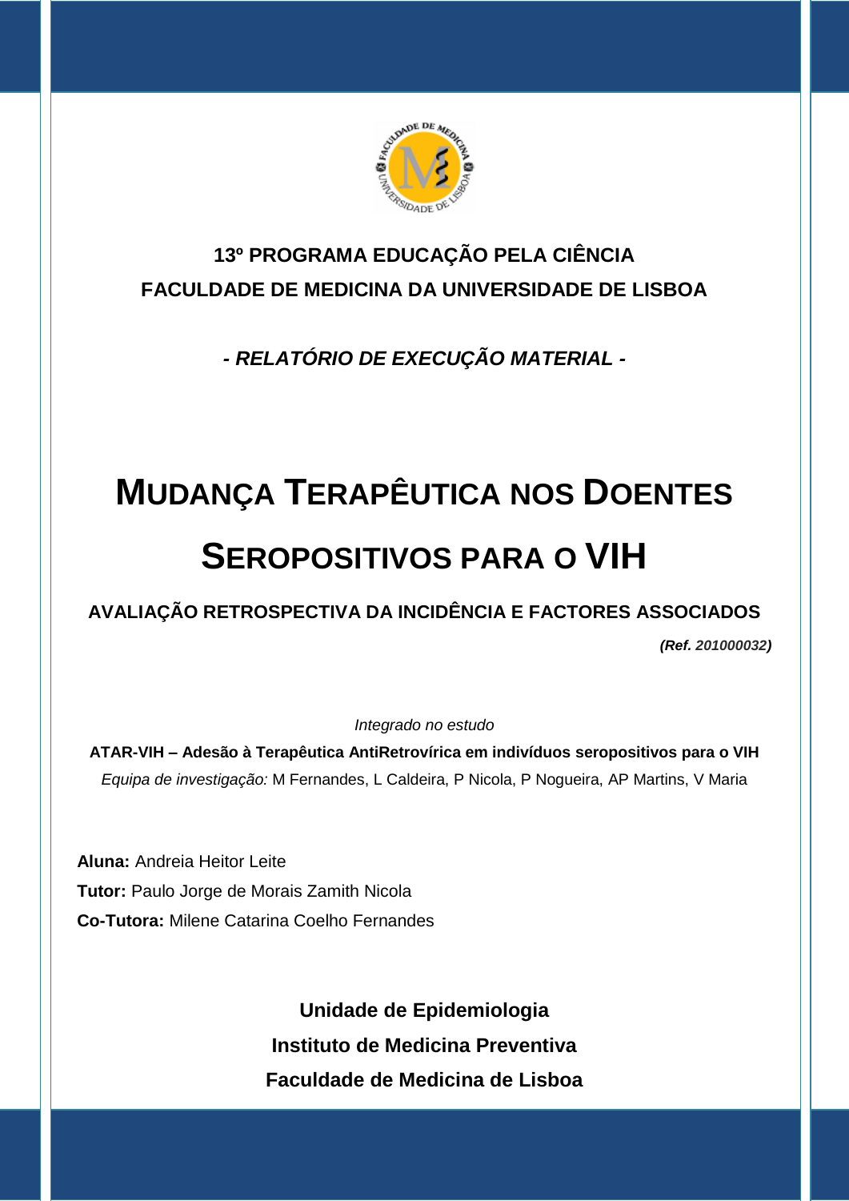**13º PROGRAMA EDUCAÇÃO PELA CIÊNCIA**

**FACULDADE DE MEDICINA DA UNIVERSIDADE DE LISBOA**

***- RELATÓRIO DE EXECUÇÃO MATERIAL -***

# MUDANÇA TERAPÊUTICA NOS DOENTES SEROPOSITIVOS PARA O VIH

## AVALIAÇÃO RETROSPECTIVA DA INCIDÊNCIA E FACTORES ASSOCIADOS

***(Ref. 201000032)***

*Integrado no estudo*

**ATAR-VIH – Adesão à Terapêutica AntiRetrovírica em indivíduos seropositivos para o VIH**

*Equipa de investigação:* M Fernandes, L Caldeira, P Nicola, P Nogueira, AP Martins, V Maria

**Aluna:** Andreia Heitor Leite

**Tutor:** Paulo Jorge de Morais Zamith Nicola

**Co-Tutora:** Milene Catarina Coelho Fernandes

**Unidade de Epidemiologia**

**Instituto de Medicina Preventiva**

**Faculdade de Medicina de Lisboa**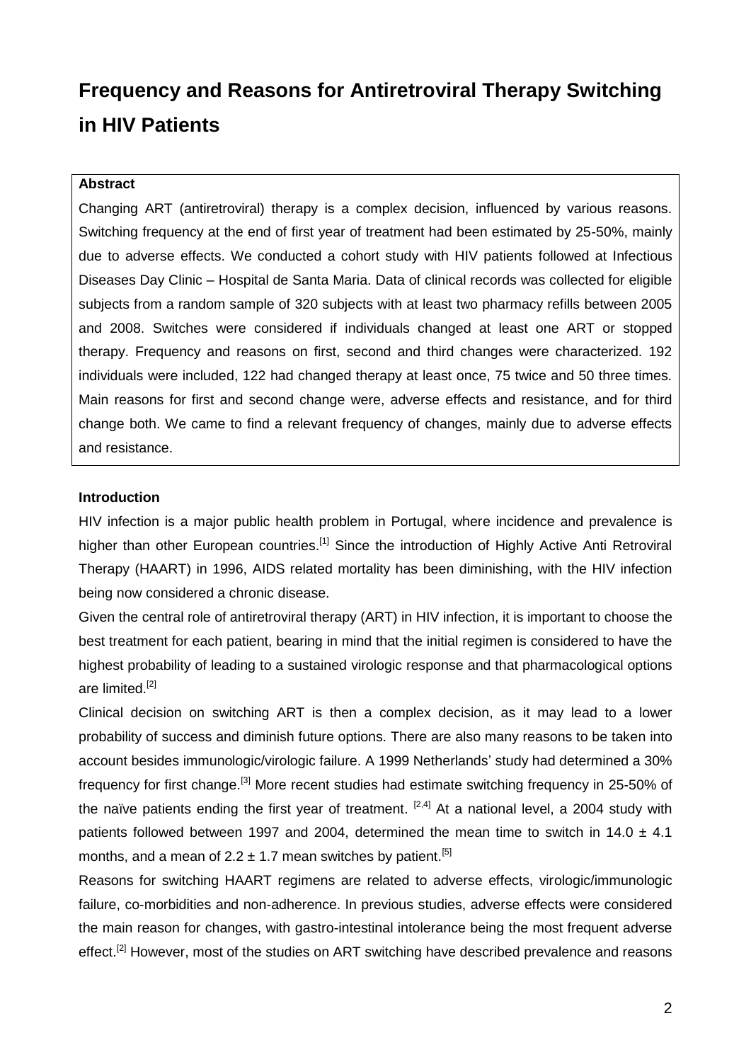# Frequency and Reasons for Antiretroviral Therapy Switching in HIV Patients

**Abstract**

Changing ART (antiretroviral) therapy is a complex decision, influenced by various reasons. Switching frequency at the end of first year of treatment had been estimated by 25-50%, mainly due to adverse effects. We conducted a cohort study with HIV patients followed at Infectious Diseases Day Clinic – Hospital de Santa Maria. Data of clinical records was collected for eligible subjects from a random sample of 320 subjects with at least two pharmacy refills between 2005 and 2008. Switches were considered if individuals changed at least one ART or stopped therapy. Frequency and reasons on first, second and third changes were characterized. 192 individuals were included, 122 had changed therapy at least once, 75 twice and 50 three times. Main reasons for first and second change were, adverse effects and resistance, and for third change both. We came to find a relevant frequency of changes, mainly due to adverse effects and resistance.

## Introduction

HIV infection is a major public health problem in Portugal, where incidence and prevalence is higher than other European countries.[1] Since the introduction of Highly Active Anti Retroviral Therapy (HAART) in 1996, AIDS related mortality has been diminishing, with the HIV infection being now considered a chronic disease.

Given the central role of antiretroviral therapy (ART) in HIV infection, it is important to choose the best treatment for each patient, bearing in mind that the initial regimen is considered to have the highest probability of leading to a sustained virologic response and that pharmacological options are limited.[2]

Clinical decision on switching ART is then a complex decision, as it may lead to a lower probability of success and diminish future options. There are also many reasons to be taken into account besides immunologic/virologic failure. A 1999 Netherlands' study had determined a 30% frequency for first change.[3] More recent studies had estimate switching frequency in 25-50% of the naïve patients ending the first year of treatment. [2,4] At a national level, a 2004 study with patients followed between 1997 and 2004, determined the mean time to switch in 14.0 ± 4.1 months, and a mean of 2.2 ± 1.7 mean switches by patient.[5]

Reasons for switching HAART regimens are related to adverse effects, virologic/immunologic failure, co-morbidities and non-adherence. In previous studies, adverse effects were considered the main reason for changes, with gastro-intestinal intolerance being the most frequent adverse effect.[2] However, most of the studies on ART switching have described prevalence and reasons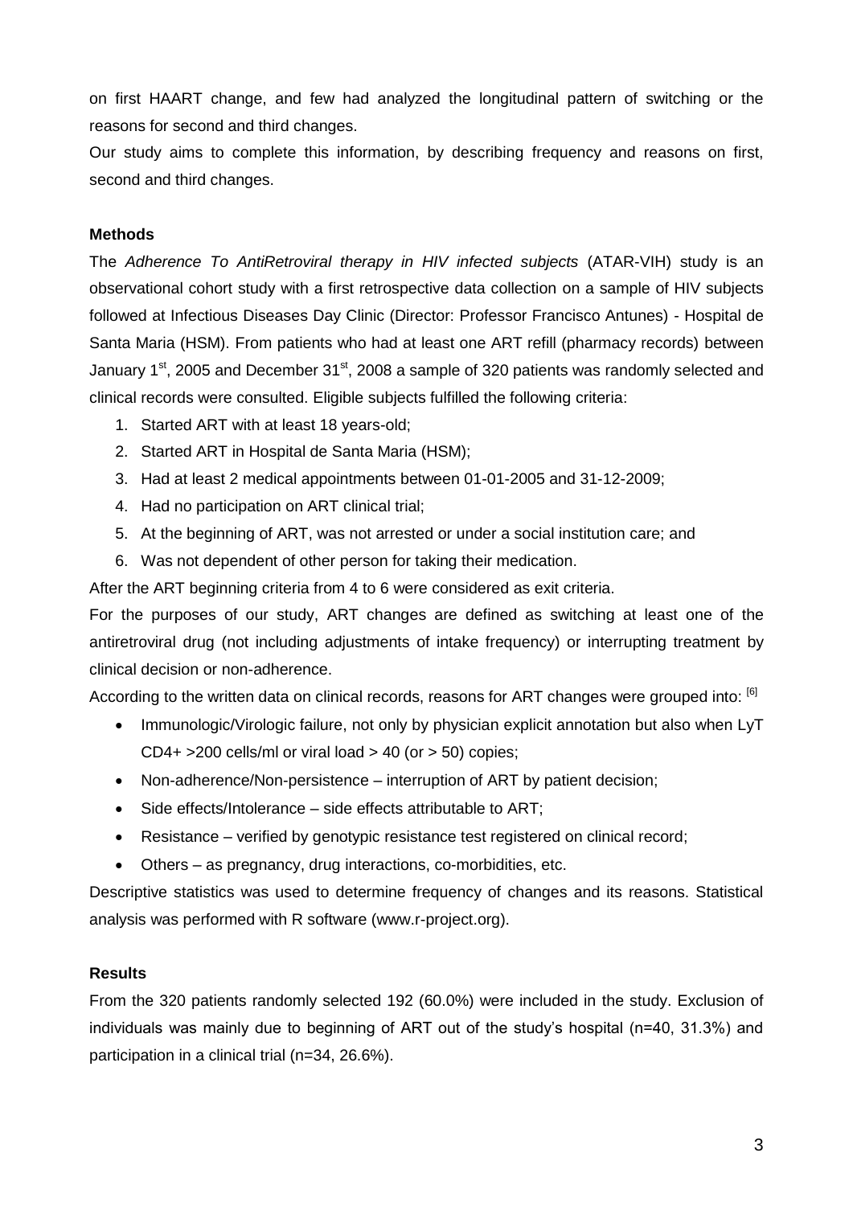on first HAART change, and few had analyzed the longitudinal pattern of switching or the reasons for second and third changes.

Our study aims to complete this information, by describing frequency and reasons on first, second and third changes.

**Methods**

The *Adherence To AntiRetroviral therapy in HIV infected subjects* (ATAR-VIH) study is an observational cohort study with a first retrospective data collection on a sample of HIV subjects followed at Infectious Diseases Day Clinic (Director: Professor Francisco Antunes) - Hospital de Santa Maria (HSM). From patients who had at least one ART refill (pharmacy records) between January 1st, 2005 and December 31st, 2008 a sample of 320 patients was randomly selected and clinical records were consulted. Eligible subjects fulfilled the following criteria:

1. Started ART with at least 18 years-old;
2. Started ART in Hospital de Santa Maria (HSM);
3. Had at least 2 medical appointments between 01-01-2005 and 31-12-2009;
4. Had no participation on ART clinical trial;
5. At the beginning of ART, was not arrested or under a social institution care; and
6. Was not dependent of other person for taking their medication.

After the ART beginning criteria from 4 to 6 were considered as exit criteria.

For the purposes of our study, ART changes are defined as switching at least one of the antiretroviral drug (not including adjustments of intake frequency) or interrupting treatment by clinical decision or non-adherence.

According to the written data on clinical records, reasons for ART changes were grouped into: [6]

- Immunologic/Virologic failure, not only by physician explicit annotation but also when LyT CD4+ >200 cells/ml or viral load > 40 (or > 50) copies;
- Non-adherence/Non-persistence – interruption of ART by patient decision;
- Side effects/Intolerance – side effects attributable to ART;
- Resistance – verified by genotypic resistance test registered on clinical record;
- Others – as pregnancy, drug interactions, co-morbidities, etc.

Descriptive statistics was used to determine frequency of changes and its reasons. Statistical analysis was performed with R software (www.r-project.org).

**Results**

From the 320 patients randomly selected 192 (60.0%) were included in the study. Exclusion of individuals was mainly due to beginning of ART out of the study's hospital (n=40, 31.3%) and participation in a clinical trial (n=34, 26.6%).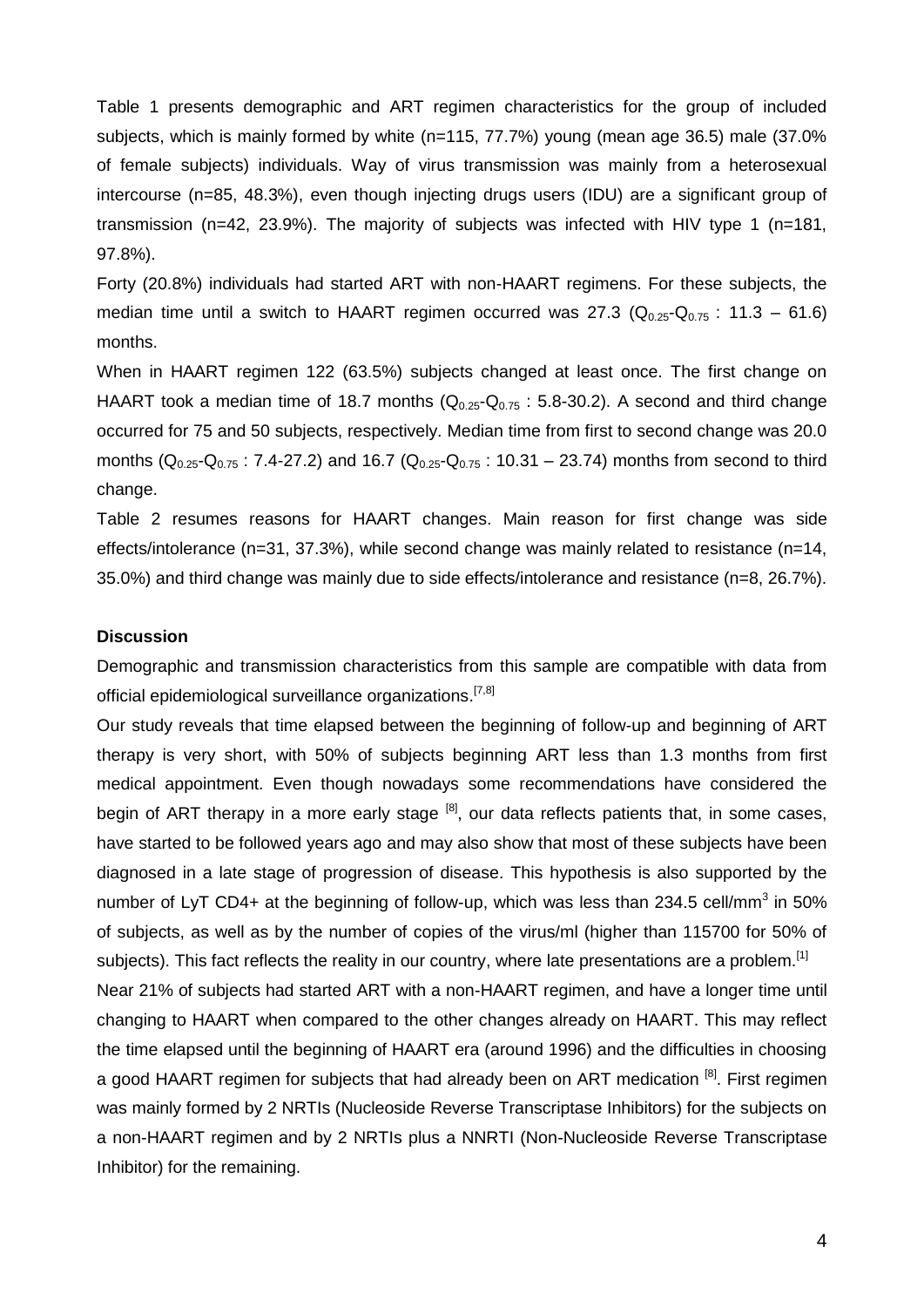Table 1 presents demographic and ART regimen characteristics for the group of included subjects, which is mainly formed by white (n=115, 77.7%) young (mean age 36.5) male (37.0% of female subjects) individuals. Way of virus transmission was mainly from a heterosexual intercourse (n=85, 48.3%), even though injecting drugs users (IDU) are a significant group of transmission (n=42, 23.9%). The majority of subjects was infected with HIV type 1 (n=181, 97.8%).

Forty (20.8%) individuals had started ART with non-HAART regimens. For these subjects, the median time until a switch to HAART regimen occurred was 27.3 ($Q_{0.25}$-$Q_{0.75}$ : 11.3 – 61.6) months.

When in HAART regimen 122 (63.5%) subjects changed at least once. The first change on HAART took a median time of 18.7 months ($Q_{0.25}$-$Q_{0.75}$ : 5.8-30.2). A second and third change occurred for 75 and 50 subjects, respectively. Median time from first to second change was 20.0 months ($Q_{0.25}$-$Q_{0.75}$ : 7.4-27.2) and 16.7 ($Q_{0.25}$-$Q_{0.75}$ : 10.31 – 23.74) months from second to third change.

Table 2 resumes reasons for HAART changes. Main reason for first change was side effects/intolerance (n=31, 37.3%), while second change was mainly related to resistance (n=14, 35.0%) and third change was mainly due to side effects/intolerance and resistance (n=8, 26.7%).

**Discussion**

Demographic and transmission characteristics from this sample are compatible with data from official epidemiological surveillance organizations.[7,8]

Our study reveals that time elapsed between the beginning of follow-up and beginning of ART therapy is very short, with 50% of subjects beginning ART less than 1.3 months from first medical appointment. Even though nowadays some recommendations have considered the begin of ART therapy in a more early stage [8], our data reflects patients that, in some cases, have started to be followed years ago and may also show that most of these subjects have been diagnosed in a late stage of progression of disease. This hypothesis is also supported by the number of LyT CD4+ at the beginning of follow-up, which was less than 234.5 cell/mm$^3$ in 50% of subjects, as well as by the number of copies of the virus/ml (higher than 115700 for 50% of subjects). This fact reflects the reality in our country, where late presentations are a problem.[1]

Near 21% of subjects had started ART with a non-HAART regimen, and have a longer time until changing to HAART when compared to the other changes already on HAART. This may reflect the time elapsed until the beginning of HAART era (around 1996) and the difficulties in choosing a good HAART regimen for subjects that had already been on ART medication [8]. First regimen was mainly formed by 2 NRTIs (Nucleoside Reverse Transcriptase Inhibitors) for the subjects on a non-HAART regimen and by 2 NRTIs plus a NNRTI (Non-Nucleoside Reverse Transcriptase Inhibitor) for the remaining.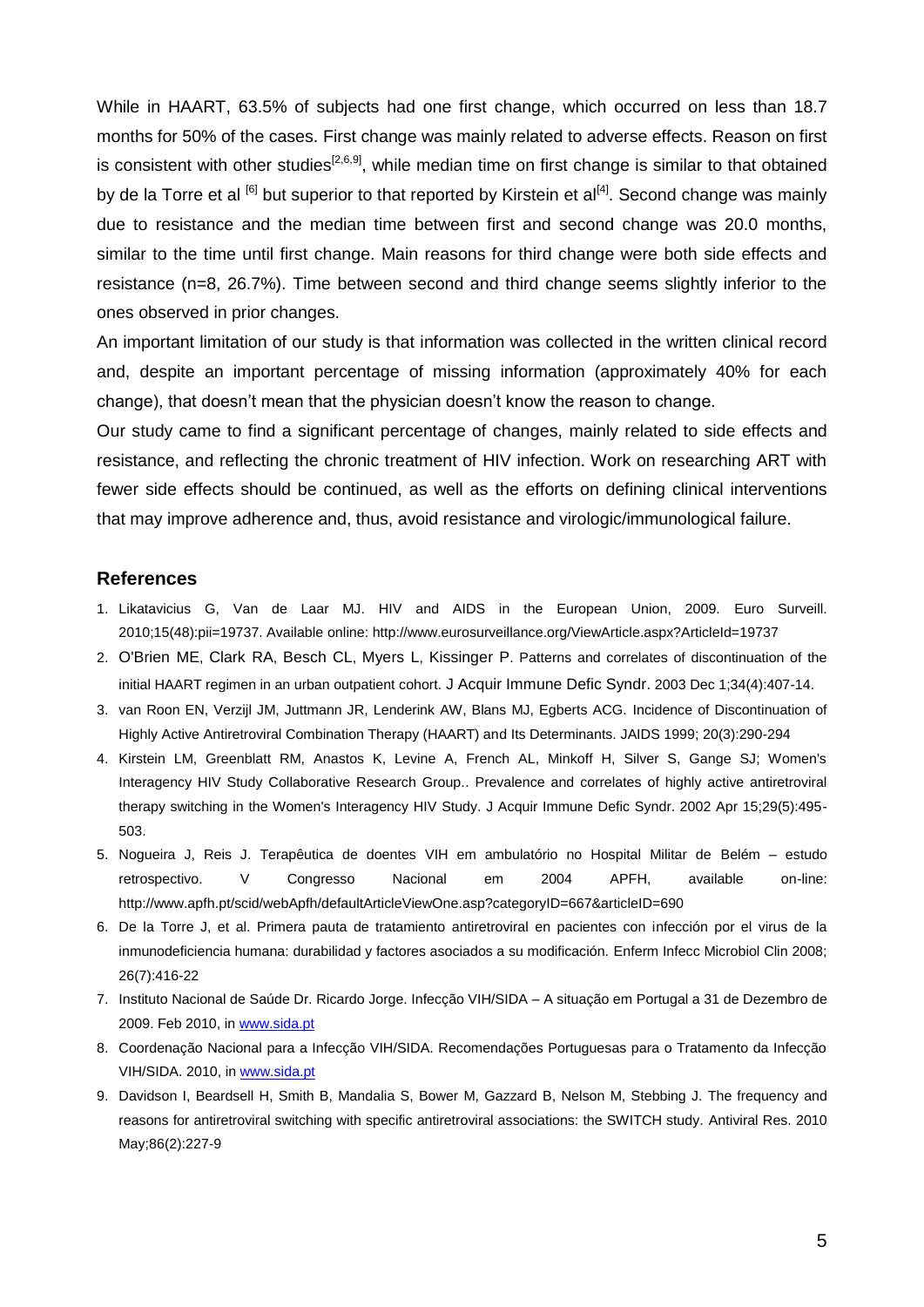While in HAART, 63.5% of subjects had one first change, which occurred on less than 18.7 months for 50% of the cases. First change was mainly related to adverse effects. Reason on first is consistent with other studies[2,6,9], while median time on first change is similar to that obtained by de la Torre et al [6] but superior to that reported by Kirstein et al[4]. Second change was mainly due to resistance and the median time between first and second change was 20.0 months, similar to the time until first change. Main reasons for third change were both side effects and resistance (n=8, 26.7%). Time between second and third change seems slightly inferior to the ones observed in prior changes.

An important limitation of our study is that information was collected in the written clinical record and, despite an important percentage of missing information (approximately 40% for each change), that doesn't mean that the physician doesn't know the reason to change.

Our study came to find a significant percentage of changes, mainly related to side effects and resistance, and reflecting the chronic treatment of HIV infection. Work on researching ART with fewer side effects should be continued, as well as the efforts on defining clinical interventions that may improve adherence and, thus, avoid resistance and virologic/immunological failure.

## References

1. Likatavicius G, Van de Laar MJ. HIV and AIDS in the European Union, 2009. Euro Surveill. 2010;15(48):pii=19737. Available online: http://www.eurosurveillance.org/ViewArticle.aspx?ArticleId=19737
2. O'Brien ME, Clark RA, Besch CL, Myers L, Kissinger P. Patterns and correlates of discontinuation of the initial HAART regimen in an urban outpatient cohort. J Acquir Immune Defic Syndr. 2003 Dec 1;34(4):407-14.
3. van Roon EN, Verzijl JM, Juttmann JR, Lenderink AW, Blans MJ, Egberts ACG. Incidence of Discontinuation of Highly Active Antiretroviral Combination Therapy (HAART) and Its Determinants. JAIDS 1999; 20(3):290-294
4. Kirstein LM, Greenblatt RM, Anastos K, Levine A, French AL, Minkoff H, Silver S, Gange SJ; Women's Interagency HIV Study Collaborative Research Group.. Prevalence and correlates of highly active antiretroviral therapy switching in the Women's Interagency HIV Study. J Acquir Immune Defic Syndr. 2002 Apr 15;29(5):495-503.
5. Nogueira J, Reis J. Terapêutica de doentes VIH em ambulatório no Hospital Militar de Belém – estudo retrospectivo. V Congresso Nacional em 2004 APFH, available on-line: http://www.apfh.pt/scid/webApfh/defaultArticleViewOne.asp?categoryID=667&articleID=690
6. De la Torre J, et al. Primera pauta de tratamiento antirretroviral en pacientes con infección por el virus de la inmunodeficiencia humana: durabilidad y factores asociados a su modificación. Enferm Infecc Microbiol Clin 2008; 26(7):416-22
7. Instituto Nacional de Saúde Dr. Ricardo Jorge. Infecção VIH/SIDA – A situação em Portugal a 31 de Dezembro de 2009. Feb 2010, in www.sida.pt
8. Coordenação Nacional para a Infecção VIH/SIDA. Recomendações Portuguesas para o Tratamento da Infecção VIH/SIDA. 2010, in www.sida.pt
9. Davidson I, Beardsell H, Smith B, Mandalia S, Bower M, Gazzard B, Nelson M, Stebbing J. The frequency and reasons for antiretroviral switching with specific antiretroviral associations: the SWITCH study. Antiviral Res. 2010 May;86(2):227-9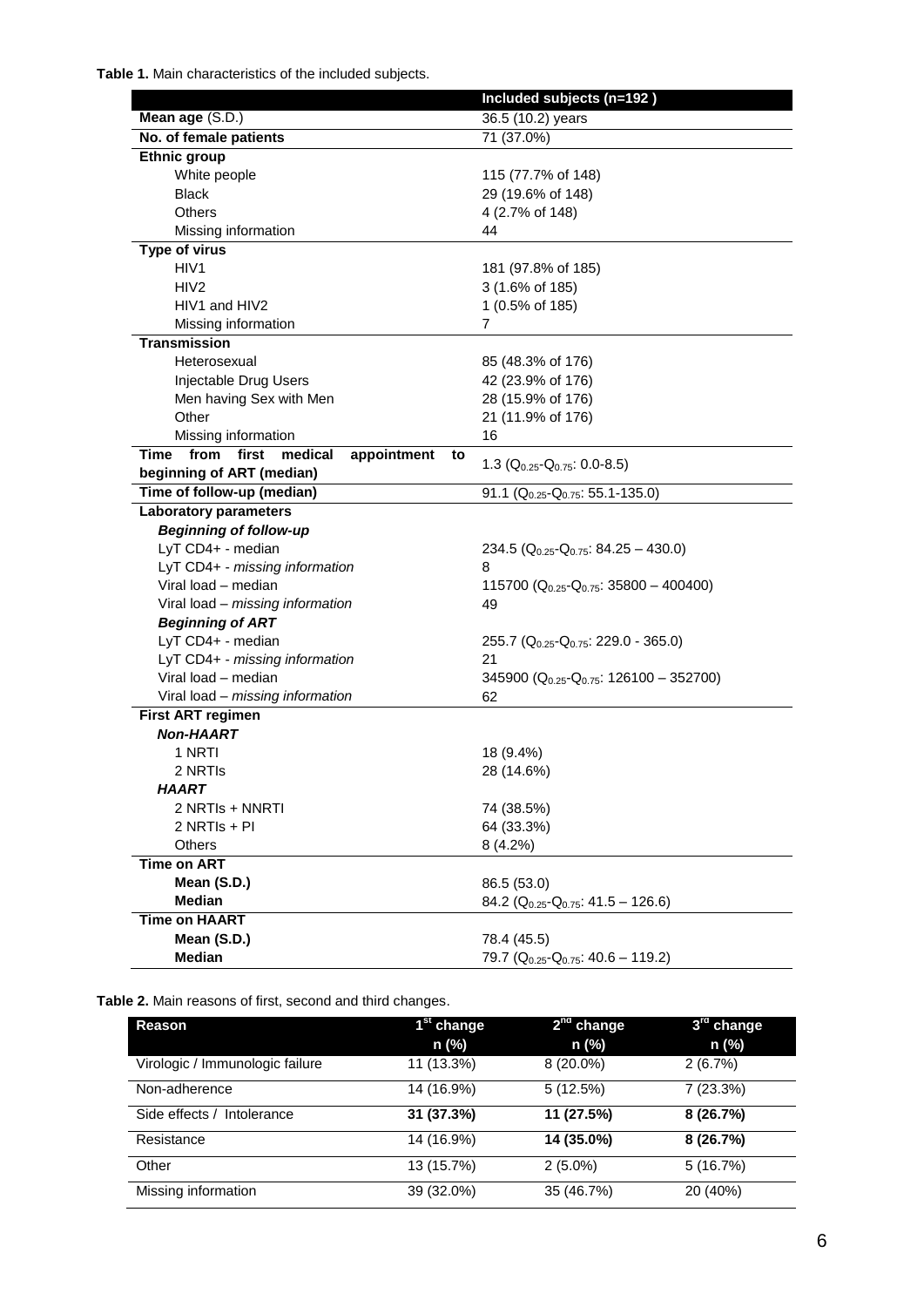**Table 1.** Main characteristics of the included subjects.

| | Included subjects (n=192 ) |
|---|---|
| **Mean age** (S.D.) | 36.5 (10.2) years |
| **No. of female patients** | 71 (37.0%) |
| **Ethnic group** | |
| White people | 115 (77.7% of 148) |
| Black | 29 (19.6% of 148) |
| Others | 4 (2.7% of 148) |
| Missing information | 44 |
| **Type of virus** | |
| HIV1 | 181 (97.8% of 185) |
| HIV2 | 3 (1.6% of 185) |
| HIV1 and HIV2 | 1 (0.5% of 185) |
| Missing information | 7 |
| **Transmission** | |
| Heterosexual | 85 (48.3% of 176) |
| Injectable Drug Users | 42 (23.9% of 176) |
| Men having Sex with Men | 28 (15.9% of 176) |
| Other | 21 (11.9% of 176) |
| Missing information | 16 |
| **Time from first medical appointment to beginning of ART (median)** | 1.3 ($Q_{0.25}$-$Q_{0.75}$: 0.0-8.5) |
| **Time of follow-up (median)** | 91.1 ($Q_{0.25}$-$Q_{0.75}$: 55.1-135.0) |
| **Laboratory parameters** | |
| ***Beginning of follow-up*** | |
| LyT CD4+ - median | 234.5 ($Q_{0.25}$-$Q_{0.75}$: 84.25 – 430.0) |
| LyT CD4+ - *missing information* | 8 |
| Viral load – median | 115700 ($Q_{0.25}$-$Q_{0.75}$: 35800 – 400400) |
| Viral load – *missing information* | 49 |
| ***Beginning of ART*** | |
| LyT CD4+ - median | 255.7 ($Q_{0.25}$-$Q_{0.75}$: 229.0 - 365.0) |
| LyT CD4+ - *missing information* | 21 |
| Viral load – median | 345900 ($Q_{0.25}$-$Q_{0.75}$: 126100 – 352700) |
| Viral load – *missing information* | 62 |
| **First ART regimen** | |
| ***Non-HAART*** | |
| 1 NRTI | 18 (9.4%) |
| 2 NRTIs | 28 (14.6%) |
| ***HAART*** | |
| 2 NRTIs + NNRTI | 74 (38.5%) |
| 2 NRTIs + PI | 64 (33.3%) |
| Others | 8 (4.2%) |
| **Time on ART** | |
| **Mean (S.D.)** | 86.5 (53.0) |
| **Median** | 84.2 ($Q_{0.25}$-$Q_{0.75}$: 41.5 – 126.6) |
| **Time on HAART** | |
| **Mean (S.D.)** | 78.4 (45.5) |
| **Median** | 79.7 ($Q_{0.25}$-$Q_{0.75}$: 40.6 – 119.2) |

**Table 2.** Main reasons of first, second and third changes.

| Reason | 1st change n (%) | 2nd change n (%) | 3rd change n (%) |
|---|---|---|---|
| Virologic / Immunologic failure | 11 (13.3%) | 8 (20.0%) | 2 (6.7%) |
| Non-adherence | 14 (16.9%) | 5 (12.5%) | 7 (23.3%) |
| Side effects / Intolerance | **31 (37.3%)** | 11 (27.5%) | **8 (26.7%)** |
| Resistance | 14 (16.9%) | **14 (35.0%)** | **8 (26.7%)** |
| Other | 13 (15.7%) | 2 (5.0%) | 5 (16.7%) |
| Missing information | 39 (32.0%) | 35 (46.7%) | 20 (40%) |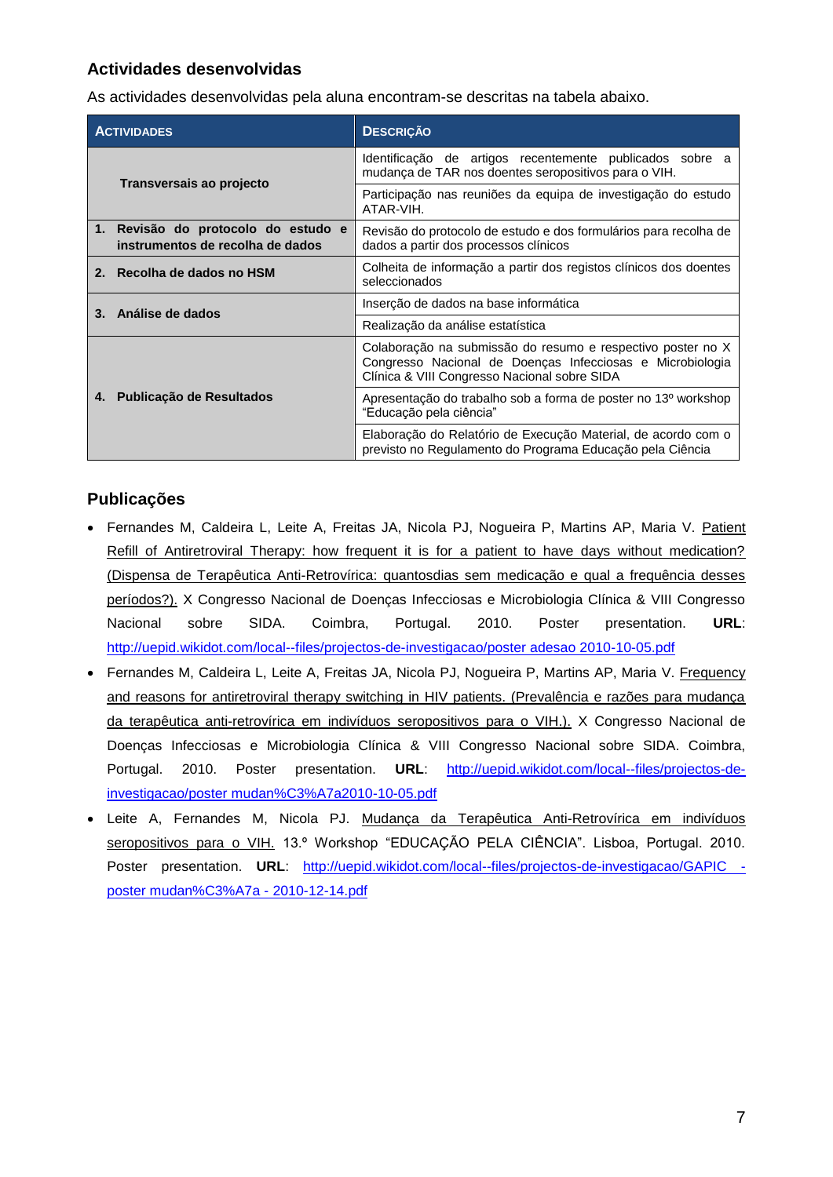### Actividades desenvolvidas

As actividades desenvolvidas pela aluna encontram-se descritas na tabela abaixo.

| ACTIVIDADES | DESCRIÇÃO |
|---|---|
| **Transversais ao projecto** | Identificação de artigos recentemente publicados sobre a mudança de TAR nos doentes seropositivos para o VIH. |
| | Participação nas reuniões da equipa de investigação do estudo ATAR-VIH. |
| **1. Revisão do protocolo do estudo e instrumentos de recolha de dados** | Revisão do protocolo de estudo e dos formulários para recolha de dados a partir dos processos clínicos |
| **2. Recolha de dados no HSM** | Colheita de informação a partir dos registos clínicos dos doentes seleccionados |
| **3. Análise de dados** | Inserção de dados na base informática |
| | Realização da análise estatística |
| **4. Publicação de Resultados** | Colaboração na submissão do resumo e respectivo poster no X Congresso Nacional de Doenças Infecciosas e Microbiologia Clínica & VIII Congresso Nacional sobre SIDA |
| | Apresentação do trabalho sob a forma de poster no 13º workshop "Educação pela ciência" |
| | Elaboração do Relatório de Execução Material, de acordo com o previsto no Regulamento do Programa Educação pela Ciência |

### Publicações

- Fernandes M, Caldeira L, Leite A, Freitas JA, Nicola PJ, Nogueira P, Martins AP, Maria V. Patient Refill of Antiretroviral Therapy: how frequent it is for a patient to have days without medication? (Dispensa de Terapêutica Anti-Retrovírica: quantosdias sem medicação e qual a frequência desses períodos?). X Congresso Nacional de Doenças Infecciosas e Microbiologia Clínica & VIII Congresso Nacional sobre SIDA. Coimbra, Portugal. 2010. Poster presentation. **URL**: http://uepid.wikidot.com/local--files/projectos-de-investigacao/poster adesao 2010-10-05.pdf
- Fernandes M, Caldeira L, Leite A, Freitas JA, Nicola PJ, Nogueira P, Martins AP, Maria V. Frequency and reasons for antiretroviral therapy switching in HIV patients. (Prevalência e razões para mudança da terapêutica anti-retrovírica em indivíduos seropositivos para o VIH.). X Congresso Nacional de Doenças Infecciosas e Microbiologia Clínica & VIII Congresso Nacional sobre SIDA. Coimbra, Portugal. 2010. Poster presentation. **URL**: http://uepid.wikidot.com/local--files/projectos-de-investigacao/poster mudan%C3%A7a2010-10-05.pdf
- Leite A, Fernandes M, Nicola PJ. Mudança da Terapêutica Anti-Retrovírica em indivíduos seropositivos para o VIH. 13.º Workshop "EDUCAÇÃO PELA CIÊNCIA". Lisboa, Portugal. 2010. Poster presentation. **URL**: http://uepid.wikidot.com/local--files/projectos-de-investigacao/GAPIC - poster mudan%C3%A7a - 2010-12-14.pdf